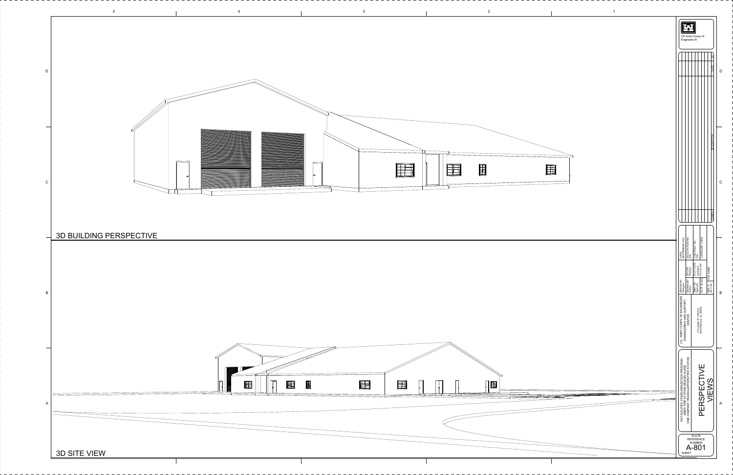## 3D BUILDING PERSPECTIVE

## 3D SITE VIEW

US Army Corps of Engineers ®

| SYMBOL | DESCRIPTION | DATE | APP |
|---|---|---|---|

U.S. ARMY CORPS OF ENGINEERS ENGINEERING AND SUPPORT CENTER

4820 UNIVERSITY SQUARE
HUNTSVILLE, AL 35816

| DESIGN BY: Designer | | DATE: SEPTEMBER 2021 |
|---|---|---|
| DRAWN BY: Author | CKD BY: Checker | SOLICITATION NO.: N/A |
| SBMT BY: Approver | PLOT DATE: 9/22/2021 9:51:41 AM | CONTRACT NO.: N/A |
| PLOT SCALE: | | CATEGORY CODE: |
| SIZE: D 22" x 34" | FILE NAME: | |

DA FACILITIES STANDARDIZATION PROGRAM
ARMY FIRE STATION DESIGN GUIDE
ONE COMPANY HEADQUARTERS FIRE STATION

# PERSPECTIVE VIEWS

PLATE REFERENCE NUMBER

SHEET A-801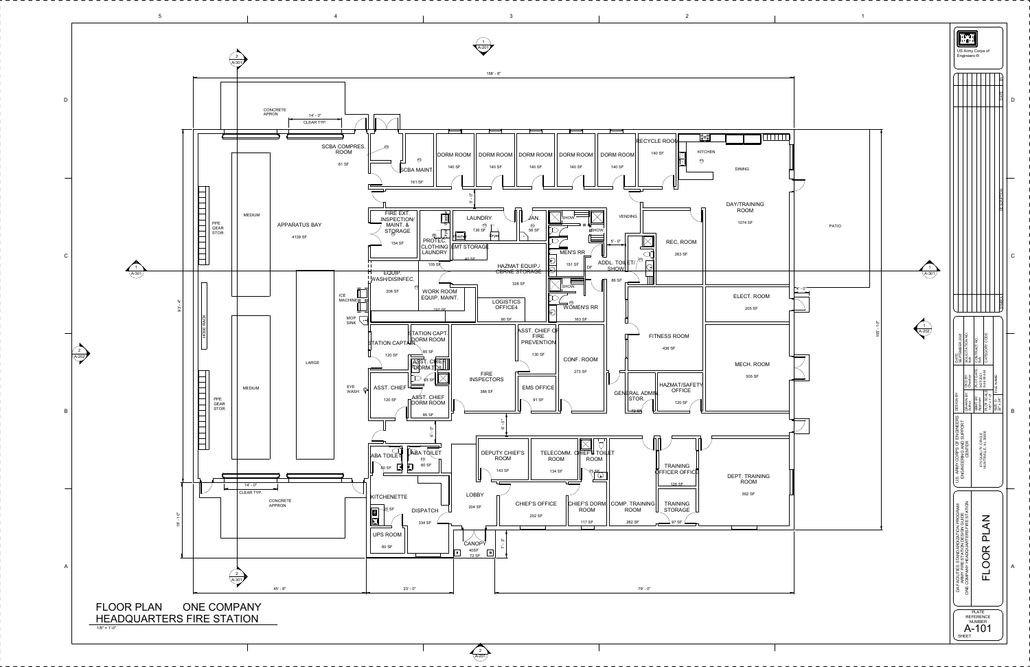# FLOOR PLAN ONE COMPANY HEADQUARTERS FIRE STATION

1/8" = 1'-0"

## Room Labels and Areas

| Room | Area |
|---|---|
| APPARATUS BAY | 4139 SF |
| SCBA COMPRES. ROOM | 61 SF |
| SCBA MAINT. | 161 SF |
| DORM ROOM | 140 SF |
| DORM ROOM | 140 SF |
| DORM ROOM | 140 SF |
| DORM ROOM | 140 SF |
| DORM ROOM | 140 SF |
| RECYCLE ROOM | 140 SF |
| KITCHEN / DINING / DAY/TRAINING ROOM | 1074 SF |
| FIRE EXT. INSPECTION/ MAINT. & STORAGE | 154 SF |
| LAUNDRY | 136 SF |
| JAN. | 56 SF |
| PROTEC. CLOTHING LAUNDRY | 105 SF |
| EMT STORAGE | 40 SF |
| MEN'S RR | 151 SF |
| HAZMAT EQUIP./ CBRNE STORAGE | 328 SF |
| ADDL. TOILET/ SHOW. | 88 SF |
| REC. ROOM | 263 SF |
| EQUIP. WASH/DISINFEC. | 206 SF |
| WORK ROOM EQUIP. MAINT. | 197 SF |
| LOGISTICS OFFICE4 | 80 SF |
| WOMEN'S RR | 183 SF |
| ELECT. ROOM | 205 SF |
| STATION CAPTAIN | 120 SF |
| STATION CAPT. DORM ROOM | 85 SF |
| ASST. CHIEF DORM TOILET | 65 SF |
| ASST. CHIEF OF FIRE PREVENTION | 130 SF |
| FITNESS ROOM | 436 SF |
| FIRE INSPECTORS | 386 SF |
| CONF. ROOM | 273 SF |
| MECH. ROOM | 505 SF |
| ASST. CHIEF | 120 SF |
| ASST. CHIEF DORM ROOM | 85 SF |
| EMS OFFICE | 91 SF |
| GENERAL ADMIN. STOR. | 72 SF |
| HAZMAT/SAFETY OFFICE | 120 SF |
| ABA TOILET | 60 SF |
| ABA TOILET | 60 SF |
| DEPUTY CHIEF'S ROOM | 143 SF |
| TELECOMM. ROOM | 134 SF |
| CHIEF'S TOILET ROOM | 75 SF |
| TRAINING OFFICER OFFICE | 126 SF |
| DEPT. TRAINING ROOM | 552 SF |
| KITCHENETTE | 20 SF |
| DISPATCH | 334 SF |
| LOBBY | 204 SF |
| CHIEF'S OFFICE | 202 SF |
| CHIEF'S DORM ROOM | 117 SF |
| COMP. TRAINING ROOM | 282 SF |
| TRAINING STORAGE | 97 SF |
| UPS ROOM | 60 SF |
| CANOPY | 40SF / 72 SF |

Other labels: CONCRETE APRON, 14' - 0" CLEAR TYP., PPE GEAR STOR., MEDIUM, LARGE, HOSE RACK, ICE MACHINE, MOP SINK, EYE WASH, VENDING, PATIO, SHOW., DF, Washer, Dryer

Dimensions: 158' - 8"; 93' - 4"; 19' - 10"; 105' - 10"; 45' - 8"; 23' - 0"; 79' - 0"; 8' - 0"; 5' - 0"; 6' - 0"; 7' - 3"

US Army Corps of Engineers ®

U.S. ARMY CORPS OF ENGINEERS ENGINEERING AND SUPPORT CENTER
4820 UNIVERSITY SQUARE HUNTSVILLE, AL 35816

DESIGN BY: | DRAWN BY: | CKD BY: | SUBMIT BY: | PLOT DATE: | PLOT SCALE: | FILE NAME: | SIZE: D

DATE: SEPTEMBER 2021 | SOLICITATION NO.: N/A | CONTRACT NO.: N/A | CATEGORY CODE:

DA FACILITIES STANDARDIZATION PROGRAM
ARMY FIRE STATION DESIGN GUIDE
ONE COMPANY HEADQUARTERS FIRE STATION

FLOOR PLAN

PLATE REFERENCE NUMBER
A-101
SHEET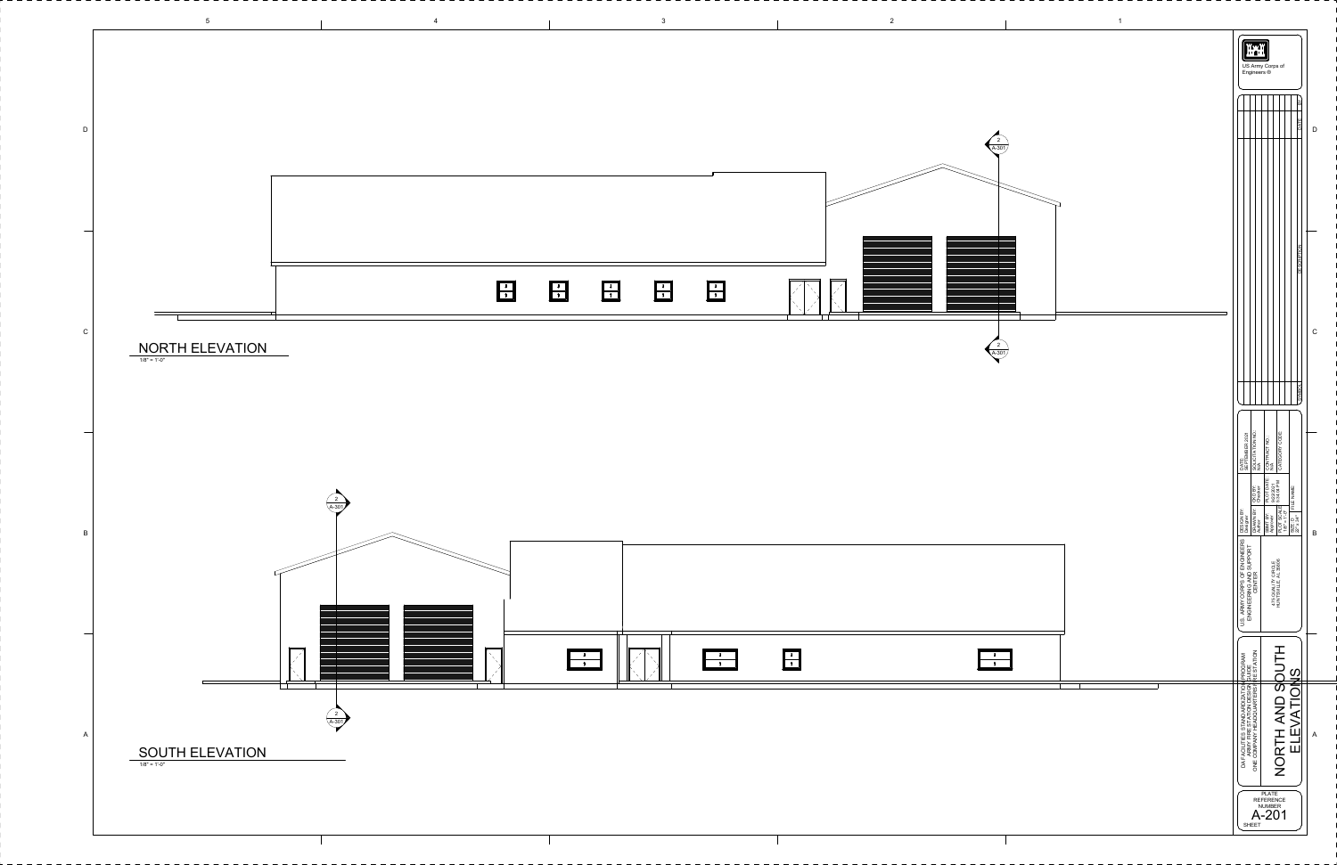## NORTH ELEVATION

1/8" = 1'-0"

## SOUTH ELEVATION

1/8" = 1'-0"

US Army Corps of Engineers ®

| SYMBOL | DESCRIPTION | DATE | APP |
|---|---|---|---|

DATE: SEPTEMBER 2021

SOLICITATION NO.: N/A

CONTRACT NO.: N/A

CATEGORY CODE:

DESIGN BY: Designer

DRAWN BY: Author

CKD BY: Checker

SBMT BY: Approver

PLOT DATE: 9/22/2021 5:34:08 PM

PLOT SCALE: 1/8" = 1'-0"

SIZE: D 22" x 34"

FILE NAME:

U.S. ARMY CORPS OF ENGINEERS ENGINEERING AND SUPPORT CENTER

4820 UNIVERSITY SQUARE HUNTSVILLE, AL 35816

DA FACILITIES STANDARDIZATION PROGRAM ARMY FIRE STATION DESIGN GUIDE ONE COMPANY HEADQUARTERS FIRE STATION

# NORTH AND SOUTH ELEVATIONS

PLATE REFERENCE NUMBER

SHEET A-201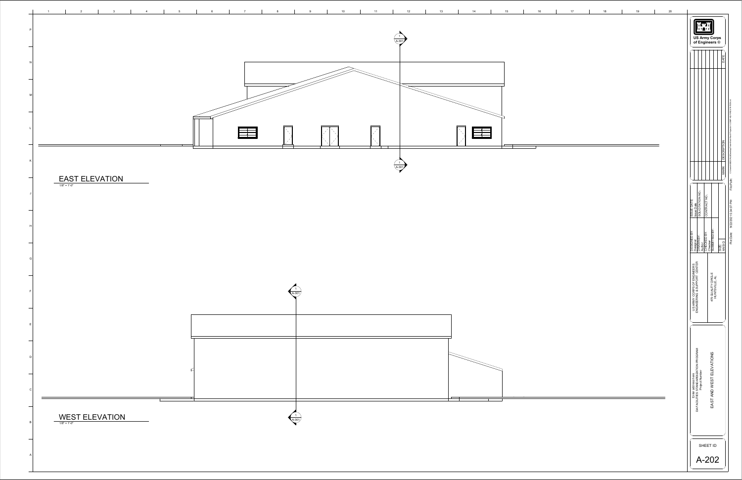## EAST ELEVATION

1/8" = 1'-0"

1 / A-301

## WEST ELEVATION

1/8" = 1'-0"

1 / A-301

US Army Corps of Engineers ®

| MARK | DESCRIPTION | DATE |
|---|---|---|

| DESIGNED BY: | ISSUE DATE: |
|---|---|
| Designer | Issue Date |
| DRAWN BY: | SOLICITATION NO.: |
| Author | |
| CHECKED BY: | CONTRACT NO.: |
| Checker | |
| SUBMITTED BY: | |
| SIZE: ANSI D | |

US ARMY CORPS OF ENGINEERS
ENGINEERING & SUPPORT CENTER

475 QUALITY CIRCLE
HUNTSVILLE, AL

Enter address here
DA FACILITIES STANDARDIZATION PROGRAM
Project Number

EAST AND WEST ELEVATIONS

SHEET ID

A-202

Plot Date: 9/22/2021 5:34:07 PM

File Path: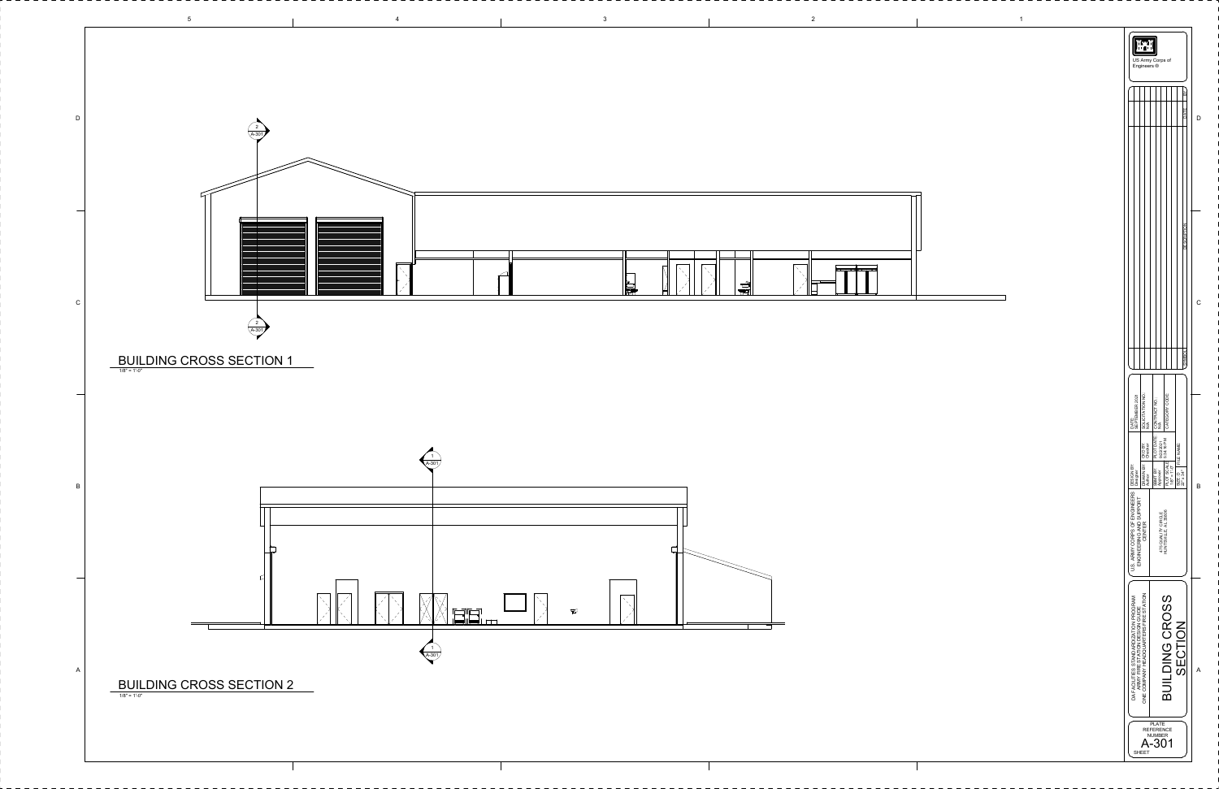## BUILDING CROSS SECTION 1

1/8" = 1'-0"

## BUILDING CROSS SECTION 2

1/8" = 1'-0"

US Army Corps of Engineers ®

| MARK | DESCRIPTION | DATE | APPR. |
|---|---|---|---|

DATE: SEPTEMBER 2021
SOLICITATION NO.: N/A
CONTRACT NO.: N/A
CATEGORY CODE:

DESIGN BY: Designer
DRAWN BY: Author
SBMT BY: Approver
PLOT SCALE: 1/8" = 1'-0"
SIZE: D 22" x 34"

CKD BY: Checker
PLOT DATE: 9/22/2021 5:04:16 PM
FILE NAME:

U.S. ARMY CORPS OF ENGINEERS
ENGINEERING AND SUPPORT CENTER
4715 QUALITY CIRCLE
HUNTSVILLE, AL 35806

DA FACILITIES STANDARDIZATION PROGRAM
ARMY FIRE STATION DESIGN GUIDE
ONE COMPANY HEADQUARTERS FIRE STATION

# BUILDING CROSS SECTION

PLATE REFERENCE NUMBER
SHEET
A-301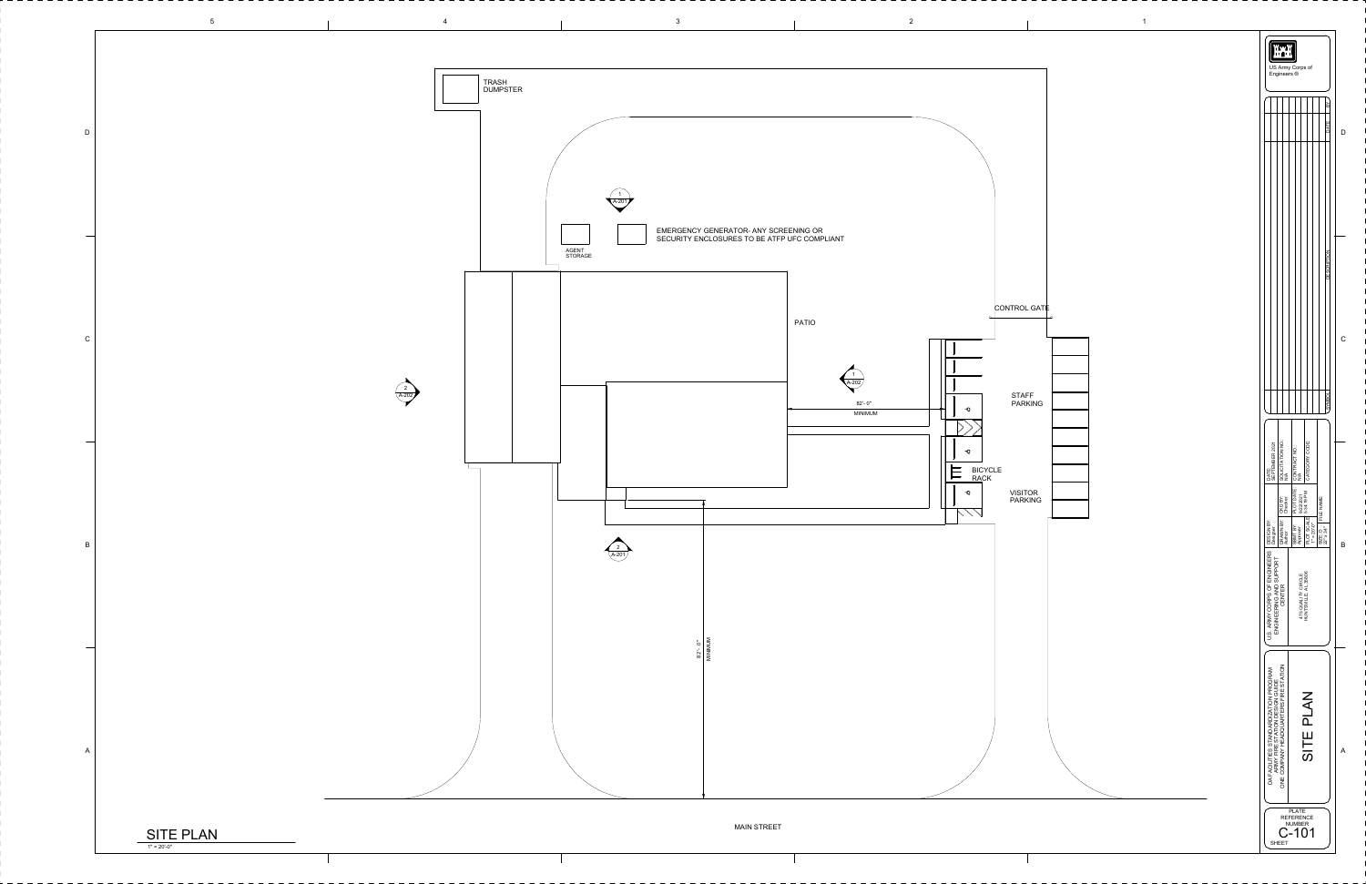TRASH DUMPSTER

1
A-201

AGENT STORAGE

EMERGENCY GENERATOR- ANY SCREENING OR SECURITY ENCLOSURES TO BE ATFP UFC COMPLIANT

PATIO

CONTROL GATE

2
A-202

1
A-202

82'- 0"
MINIMUM

STAFF PARKING

BICYCLE RACK

VISITOR PARKING

2
A-201

82'- 0"
MINIMUM

MAIN STREET

## SITE PLAN

1" = 20'-0"

US Army Corps of Engineers ®

SYMBOL | DESCRIPTION | DATE | APP

DATE: SEPTEMBER 2021
SOLICITATION NO.: N/A
CONTRACT NO.: N/A
CATEGORY CODE:

DESIGN BY: Designer
DRAWN BY: Author
CKD BY: Checker
SBMT BY: Approver
PLOT DATE: 9/22/2021 5:04:16 PM
PLOT SCALE: 1" = 20'-0"
SIZE: D 22" x 34"
FILE NAME:

U.S. ARMY CORPS OF ENGINEERS ENGINEERING AND SUPPORT CENTER
4820 UNIVERSITY SQUARE HUNTSVILLE, AL 35816

DA FACILITIES STANDARDIZATION PROGRAM
ARMY FIRE STATION DESIGN GUIDE
ONE COMPANY HEADQUARTERS FIRE STATION

# SITE PLAN

PLATE REFERENCE NUMBER

C-101

SHEET